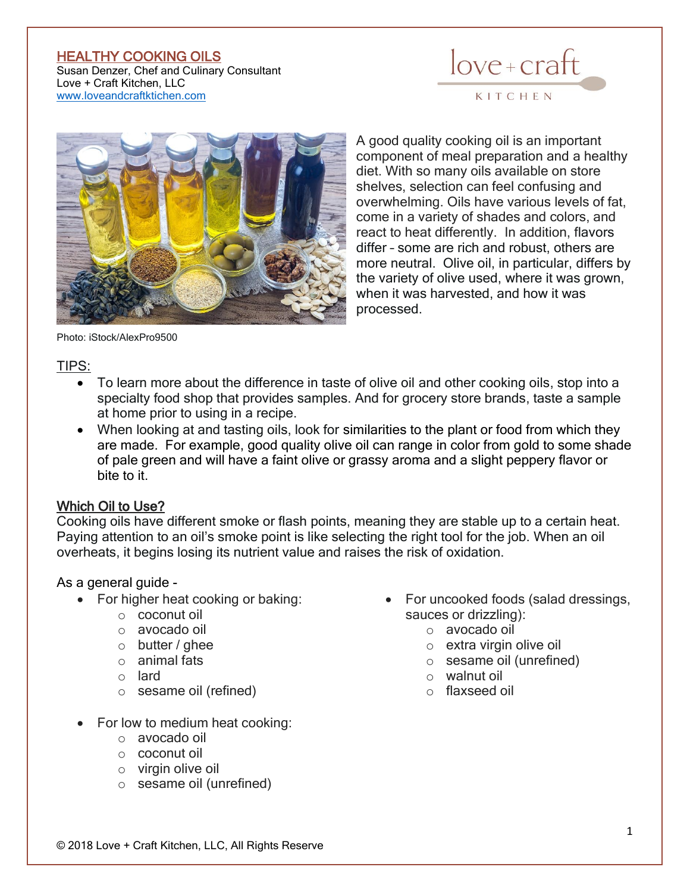# HEALTHY COOKING OILS

Susan Denzer, Chef and Culinary Consultant
Love + Craft Kitchen, LLC
www.loveandcraftktichen.com

love + craft KITCHEN

Photo: iStock/AlexPro9500

A good quality cooking oil is an important component of meal preparation and a healthy diet. With so many oils available on store shelves, selection can feel confusing and overwhelming. Oils have various levels of fat, come in a variety of shades and colors, and react to heat differently. In addition, flavors differ – some are rich and robust, others are more neutral. Olive oil, in particular, differs by the variety of olive used, where it was grown, when it was harvested, and how it was processed.

## TIPS:

- To learn more about the difference in taste of olive oil and other cooking oils, stop into a specialty food shop that provides samples. And for grocery store brands, taste a sample at home prior to using in a recipe.
- When looking at and tasting oils, look for similarities to the plant or food from which they are made. For example, good quality olive oil can range in color from gold to some shade of pale green and will have a faint olive or grassy aroma and a slight peppery flavor or bite to it.

## Which Oil to Use?

Cooking oils have different smoke or flash points, meaning they are stable up to a certain heat. Paying attention to an oil's smoke point is like selecting the right tool for the job. When an oil overheats, it begins losing its nutrient value and raises the risk of oxidation.

As a general guide -

- For higher heat cooking or baking:
  - coconut oil
  - avocado oil
  - butter / ghee
  - animal fats
  - lard
  - sesame oil (refined)
- For low to medium heat cooking:
  - avocado oil
  - coconut oil
  - virgin olive oil
  - sesame oil (unrefined)
- For uncooked foods (salad dressings, sauces or drizzling):
  - avocado oil
  - extra virgin olive oil
  - sesame oil (unrefined)
  - walnut oil
  - flaxseed oil

© 2018 Love + Craft Kitchen, LLC, All Rights Reserve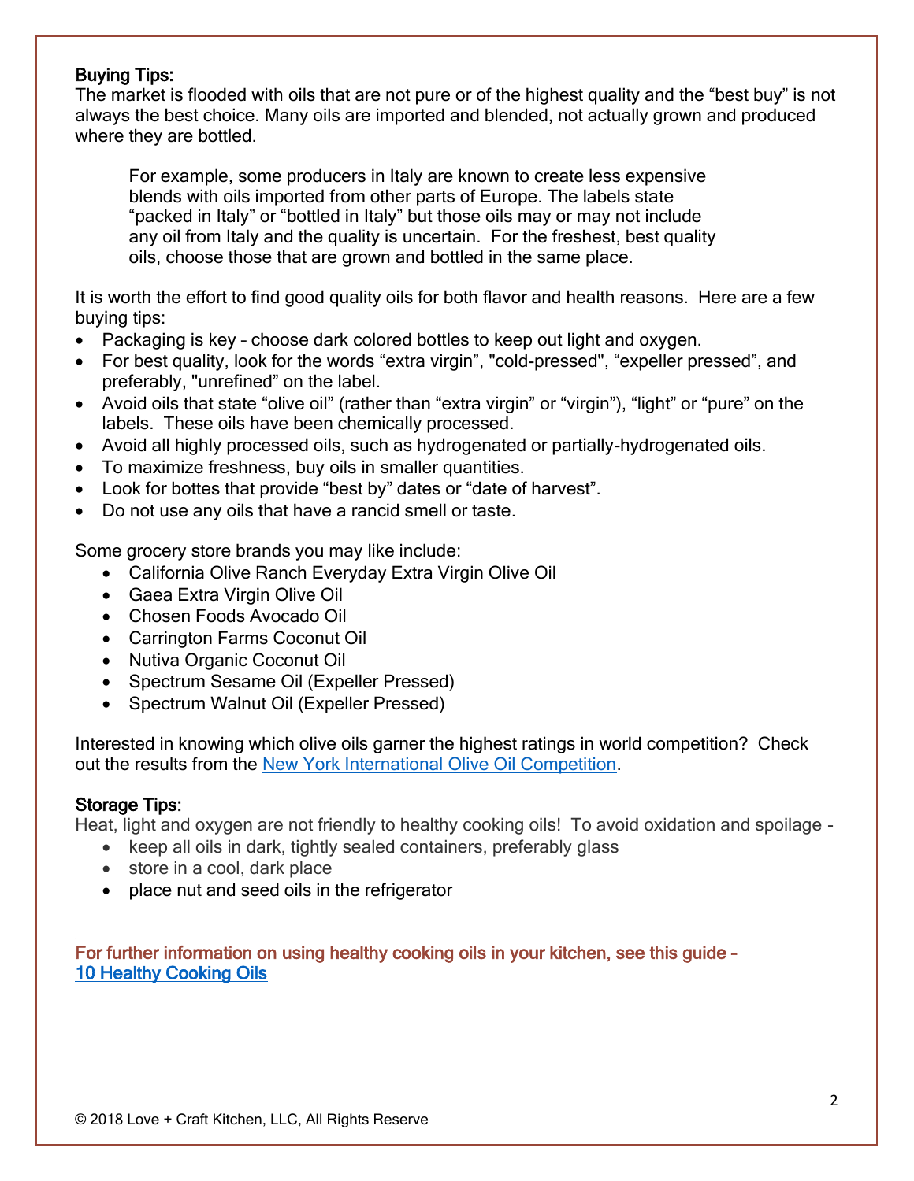**Buying Tips:**

The market is flooded with oils that are not pure or of the highest quality and the "best buy" is not always the best choice. Many oils are imported and blended, not actually grown and produced where they are bottled.

> For example, some producers in Italy are known to create less expensive blends with oils imported from other parts of Europe. The labels state "packed in Italy" or "bottled in Italy" but those oils may or may not include any oil from Italy and the quality is uncertain. For the freshest, best quality oils, choose those that are grown and bottled in the same place.

It is worth the effort to find good quality oils for both flavor and health reasons. Here are a few buying tips:

- Packaging is key – choose dark colored bottles to keep out light and oxygen.
- For best quality, look for the words "extra virgin", "cold-pressed", "expeller pressed", and preferably, "unrefined" on the label.
- Avoid oils that state "olive oil" (rather than "extra virgin" or "virgin"), "light" or "pure" on the labels. These oils have been chemically processed.
- Avoid all highly processed oils, such as hydrogenated or partially-hydrogenated oils.
- To maximize freshness, buy oils in smaller quantities.
- Look for bottes that provide "best by" dates or "date of harvest".
- Do not use any oils that have a rancid smell or taste.

Some grocery store brands you may like include:

- California Olive Ranch Everyday Extra Virgin Olive Oil
- Gaea Extra Virgin Olive Oil
- Chosen Foods Avocado Oil
- Carrington Farms Coconut Oil
- Nutiva Organic Coconut Oil
- Spectrum Sesame Oil (Expeller Pressed)
- Spectrum Walnut Oil (Expeller Pressed)

Interested in knowing which olive oils garner the highest ratings in world competition? Check out the results from the New York International Olive Oil Competition.

**Storage Tips:**

Heat, light and oxygen are not friendly to healthy cooking oils! To avoid oxidation and spoilage -

- keep all oils in dark, tightly sealed containers, preferably glass
- store in a cool, dark place
- place nut and seed oils in the refrigerator

**For further information on using healthy cooking oils in your kitchen, see this guide – 10 Healthy Cooking Oils**

© 2018 Love + Craft Kitchen, LLC, All Rights Reserve